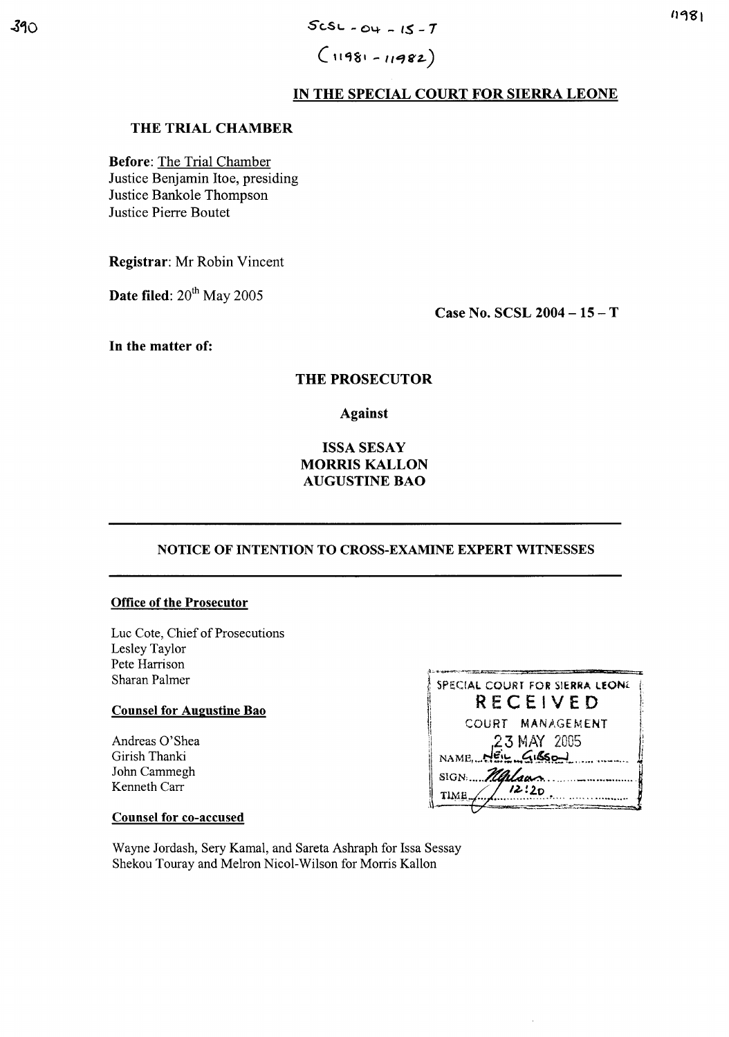SCSL - 04 - 15 - T

(11981 - 11982)

## IN THE SPECIAL COURT FOR SIERRA LEONE

**THE TRIAL CHAMBER**

**Before**: The Trial Chamber
Justice Benjamin Itoe, presiding
Justice Bankole Thompson
Justice Pierre Boutet

**Registrar**: Mr Robin Vincent

**Date filed**: 20th May 2005

**Case No. SCSL 2004 – 15 – T**

**In the matter of:**

**THE PROSECUTOR**

**Against**

**ISSA SESAY**
**MORRIS KALLON**
**AUGUSTINE BAO**

---

## NOTICE OF INTENTION TO CROSS-EXAMINE EXPERT WITNESSES

---

**Office of the Prosecutor**

Luc Cote, Chief of Prosecutions
Lesley Taylor
Pete Harrison
Sharan Palmer

**Counsel for Augustine Bao**

Andreas O'Shea
Girish Thanki
John Cammegh
Kenneth Carr

**Counsel for co-accused**

Wayne Jordash, Sery Kamal, and Sareta Ashraph for Issa Sessay
Shekou Touray and Melron Nicol-Wilson for Morris Kallon

SPECIAL COURT FOR SIERRA LEONE
RECEIVED
COURT MANAGEMENT
23 MAY 2005
NAME: NEIL GIBSON
SIGN: 
TIME: 12:20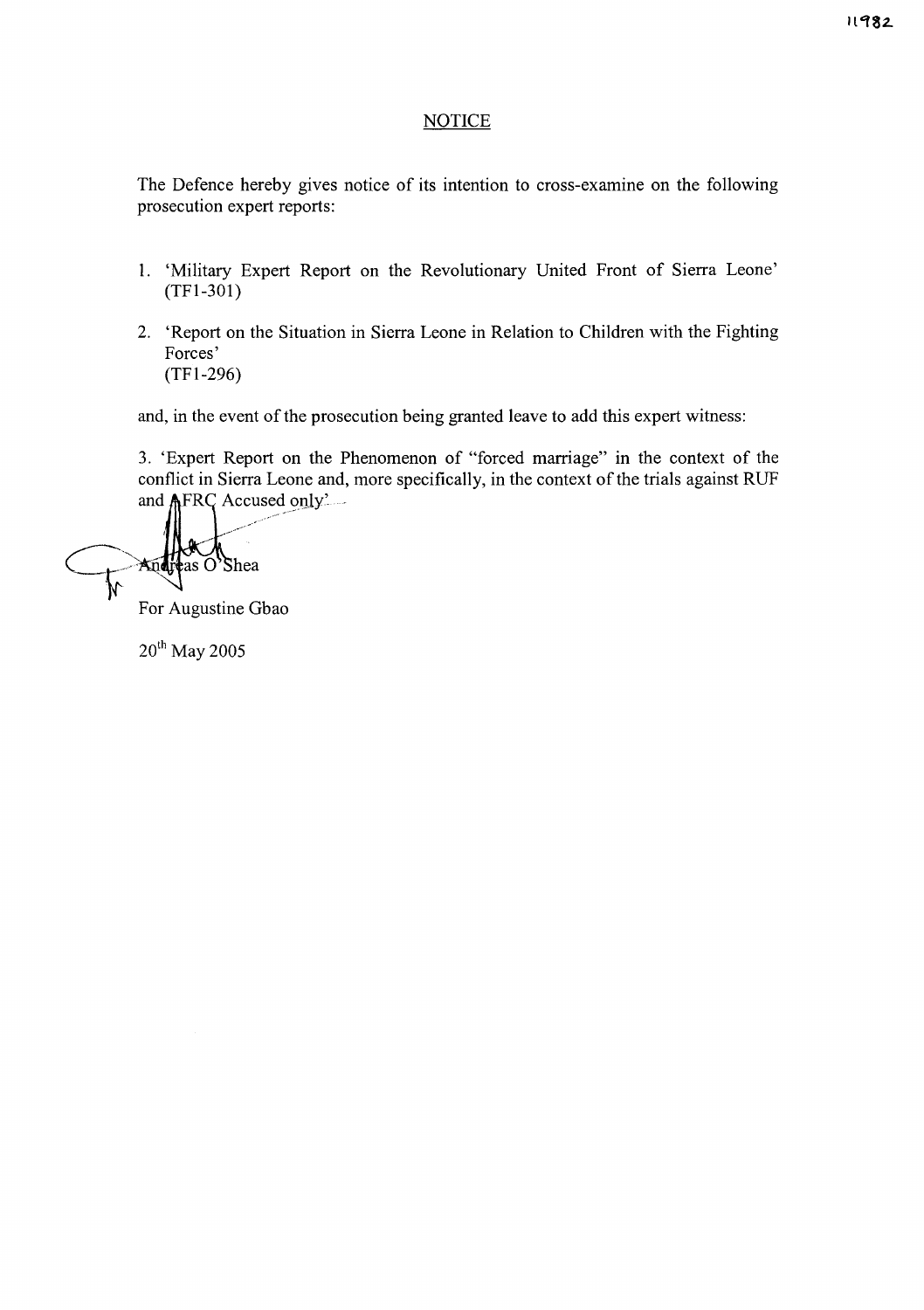## NOTICE

The Defence hereby gives notice of its intention to cross-examine on the following prosecution expert reports:

1. 'Military Expert Report on the Revolutionary United Front of Sierra Leone' (TF1-301)
2. 'Report on the Situation in Sierra Leone in Relation to Children with the Fighting Forces' (TF1-296)

and, in the event of the prosecution being granted leave to add this expert witness:

3. 'Expert Report on the Phenomenon of "forced marriage" in the context of the conflict in Sierra Leone and, more specifically, in the context of the trials against RUF and AFRC Accused only'

Andreas O'Shea

For Augustine Gbao

20th May 2005